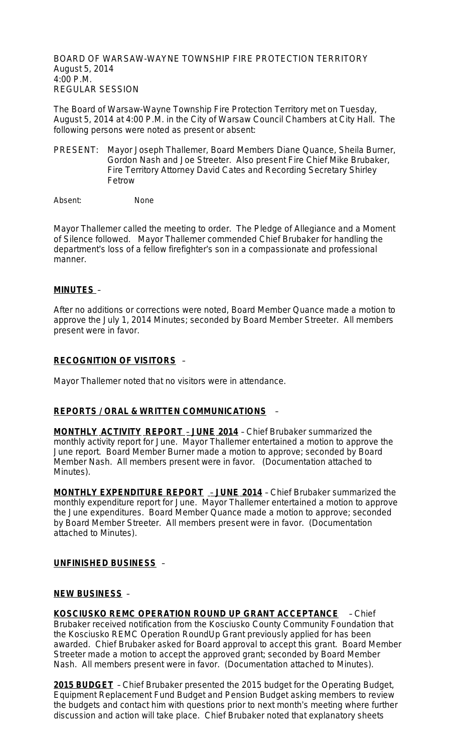BOARD OF WARSAW-WAYNE TOWNSHIP FIRE PROTECTION TERRITORY
August 5, 2014
4:00 P.M.
REGULAR SESSION

The Board of Warsaw-Wayne Township Fire Protection Territory met on Tuesday, August 5, 2014 at 4:00 P.M. in the City of Warsaw Council Chambers at City Hall. The following persons were noted as present or absent:

PRESENT: Mayor Joseph Thallemer, Board Members Diane Quance, Sheila Burner, Gordon Nash and Joe Streeter. Also present Fire Chief Mike Brubaker, Fire Territory Attorney David Cates and Recording Secretary Shirley Fetrow

Absent: None

Mayor Thallemer called the meeting to order. The Pledge of Allegiance and a Moment of Silence followed. Mayor Thallemer commended Chief Brubaker for handling the department's loss of a fellow firefighter's son in a compassionate and professional manner.

**MINUTES** –

After no additions or corrections were noted, Board Member Quance made a motion to approve the July 1, 2014 Minutes; seconded by Board Member Streeter. All members present were in favor.

**RECOGNITION OF VISITORS** –

Mayor Thallemer noted that no visitors were in attendance.

**REPORTS / ORAL & WRITTEN COMMUNICATIONS** –

**MONTHLY ACTIVITY REPORT – JUNE 2014** – Chief Brubaker summarized the monthly activity report for June. Mayor Thallemer entertained a motion to approve the June report. Board Member Burner made a motion to approve; seconded by Board Member Nash. All members present were in favor. (Documentation attached to Minutes).

**MONTHLY EXPENDITURE REPORT – JUNE 2014** – Chief Brubaker summarized the monthly expenditure report for June. Mayor Thallemer entertained a motion to approve the June expenditures. Board Member Quance made a motion to approve; seconded by Board Member Streeter. All members present were in favor. (Documentation attached to Minutes).

**UNFINISHED BUSINESS** –

**NEW BUSINESS** –

**KOSCIUSKO REMC OPERATION ROUND UP GRANT ACCEPTANCE** – Chief Brubaker received notification from the Kosciusko County Community Foundation that the Kosciusko REMC Operation RoundUp Grant previously applied for has been awarded. Chief Brubaker asked for Board approval to accept this grant. Board Member Streeter made a motion to accept the approved grant; seconded by Board Member Nash. All members present were in favor. (Documentation attached to Minutes).

**2015 BUDGET** – Chief Brubaker presented the 2015 budget for the Operating Budget, Equipment Replacement Fund Budget and Pension Budget asking members to review the budgets and contact him with questions prior to next month's meeting where further discussion and action will take place. Chief Brubaker noted that explanatory sheets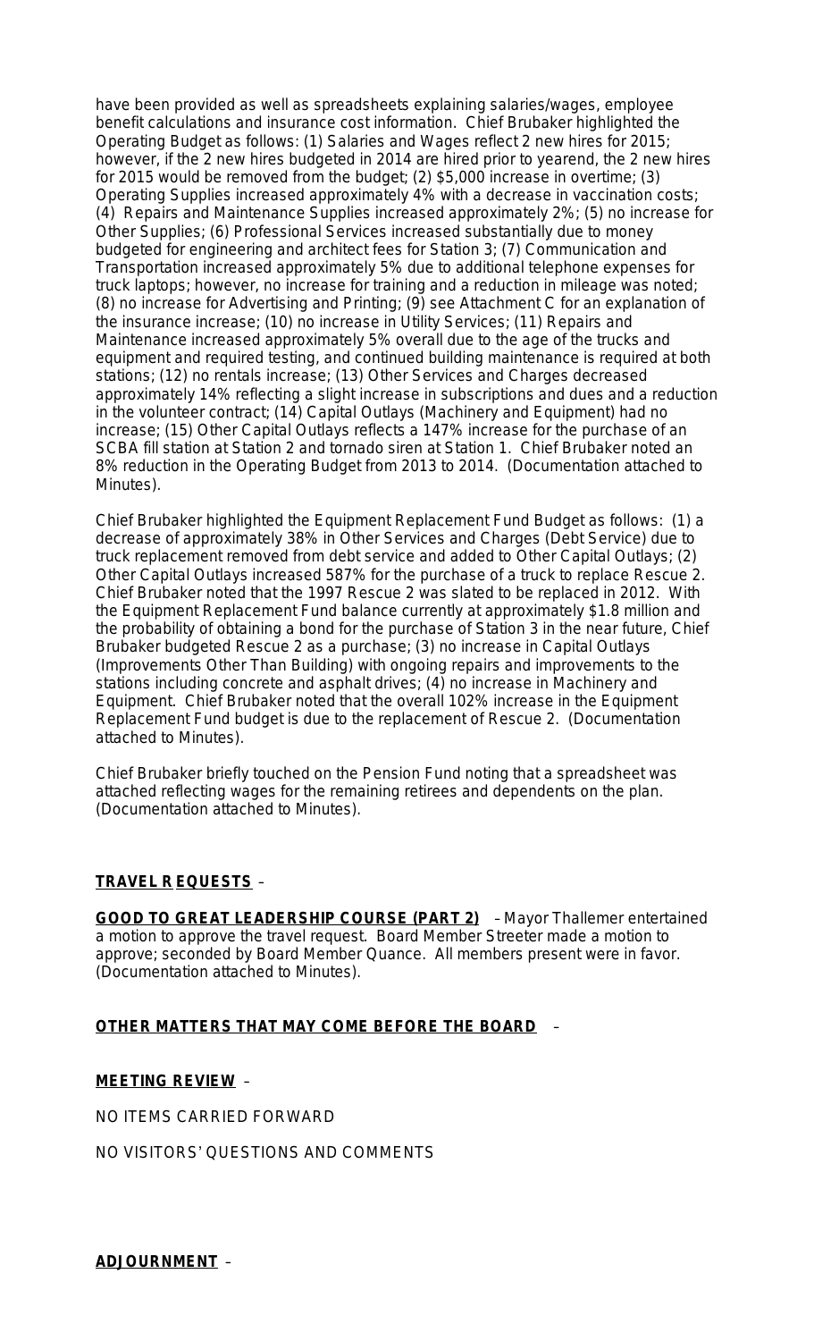have been provided as well as spreadsheets explaining salaries/wages, employee benefit calculations and insurance cost information. Chief Brubaker highlighted the Operating Budget as follows: (1) Salaries and Wages reflect 2 new hires for 2015; however, if the 2 new hires budgeted in 2014 are hired prior to yearend, the 2 new hires for 2015 would be removed from the budget; (2) $5,000 increase in overtime; (3) Operating Supplies increased approximately 4% with a decrease in vaccination costs; (4) Repairs and Maintenance Supplies increased approximately 2%; (5) no increase for Other Supplies; (6) Professional Services increased substantially due to money budgeted for engineering and architect fees for Station 3; (7) Communication and Transportation increased approximately 5% due to additional telephone expenses for truck laptops; however, no increase for training and a reduction in mileage was noted; (8) no increase for Advertising and Printing; (9) see Attachment C for an explanation of the insurance increase; (10) no increase in Utility Services; (11) Repairs and Maintenance increased approximately 5% overall due to the age of the trucks and equipment and required testing, and continued building maintenance is required at both stations; (12) no rentals increase; (13) Other Services and Charges decreased approximately 14% reflecting a slight increase in subscriptions and dues and a reduction in the volunteer contract; (14) Capital Outlays (Machinery and Equipment) had no increase; (15) Other Capital Outlays reflects a 147% increase for the purchase of an SCBA fill station at Station 2 and tornado siren at Station 1. Chief Brubaker noted an 8% reduction in the Operating Budget from 2013 to 2014. (Documentation attached to Minutes).

Chief Brubaker highlighted the Equipment Replacement Fund Budget as follows: (1) a decrease of approximately 38% in Other Services and Charges (Debt Service) due to truck replacement removed from debt service and added to Other Capital Outlays; (2) Other Capital Outlays increased 587% for the purchase of a truck to replace Rescue 2. Chief Brubaker noted that the 1997 Rescue 2 was slated to be replaced in 2012. With the Equipment Replacement Fund balance currently at approximately $1.8 million and the probability of obtaining a bond for the purchase of Station 3 in the near future, Chief Brubaker budgeted Rescue 2 as a purchase; (3) no increase in Capital Outlays (Improvements Other Than Building) with ongoing repairs and improvements to the stations including concrete and asphalt drives; (4) no increase in Machinery and Equipment. Chief Brubaker noted that the overall 102% increase in the Equipment Replacement Fund budget is due to the replacement of Rescue 2. (Documentation attached to Minutes).

Chief Brubaker briefly touched on the Pension Fund noting that a spreadsheet was attached reflecting wages for the remaining retirees and dependents on the plan. (Documentation attached to Minutes).

**TRAVEL REQUESTS** –

**GOOD TO GREAT LEADERSHIP COURSE (PART 2)** – Mayor Thallemer entertained a motion to approve the travel request. Board Member Streeter made a motion to approve; seconded by Board Member Quance. All members present were in favor. (Documentation attached to Minutes).

**OTHER MATTERS THAT MAY COME BEFORE THE BOARD** –

**MEETING REVIEW** –

NO ITEMS CARRIED FORWARD

NO VISITORS' QUESTIONS AND COMMENTS

**ADJOURNMENT** –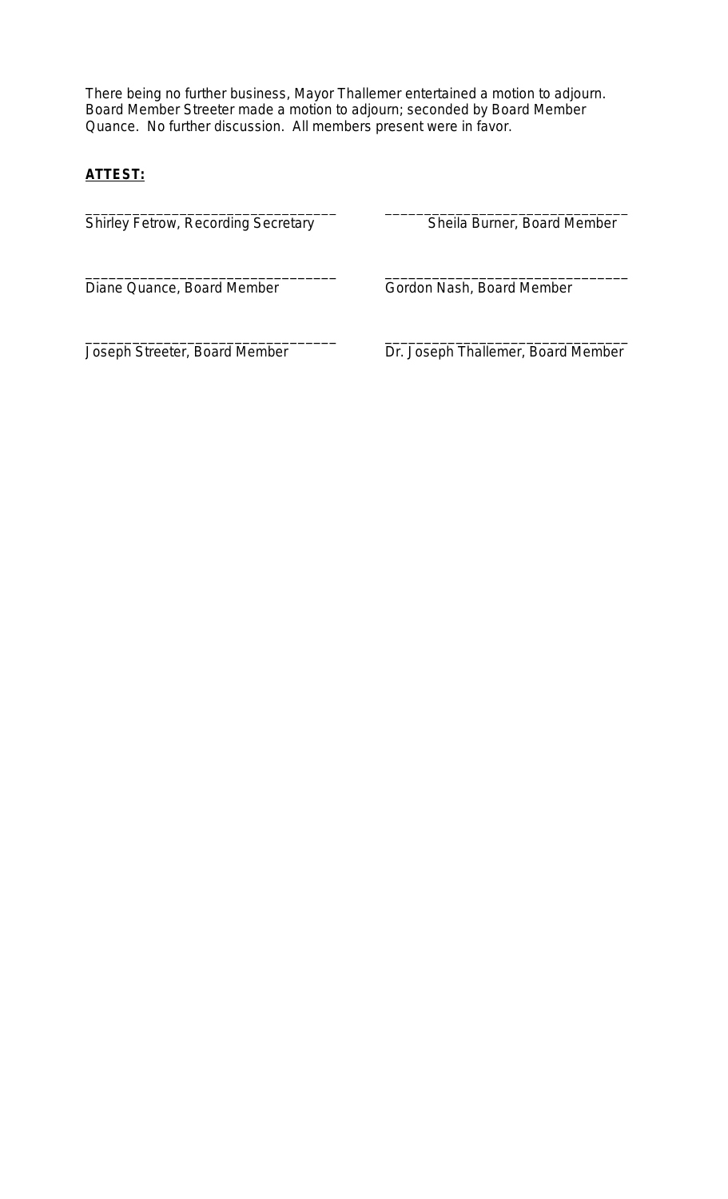There being no further business, Mayor Thallemer entertained a motion to adjourn. Board Member Streeter made a motion to adjourn; seconded by Board Member Quance. No further discussion. All members present were in favor.

**ATTEST:**

| | |
|---|---|
| ________________________________ | ________________________________ |
| Shirley Fetrow, Recording Secretary | Sheila Burner, Board Member |
| ________________________________ | ________________________________ |
| Diane Quance, Board Member | Gordon Nash, Board Member |
| ________________________________ | ________________________________ |
| Joseph Streeter, Board Member | Dr. Joseph Thallemer, Board Member |